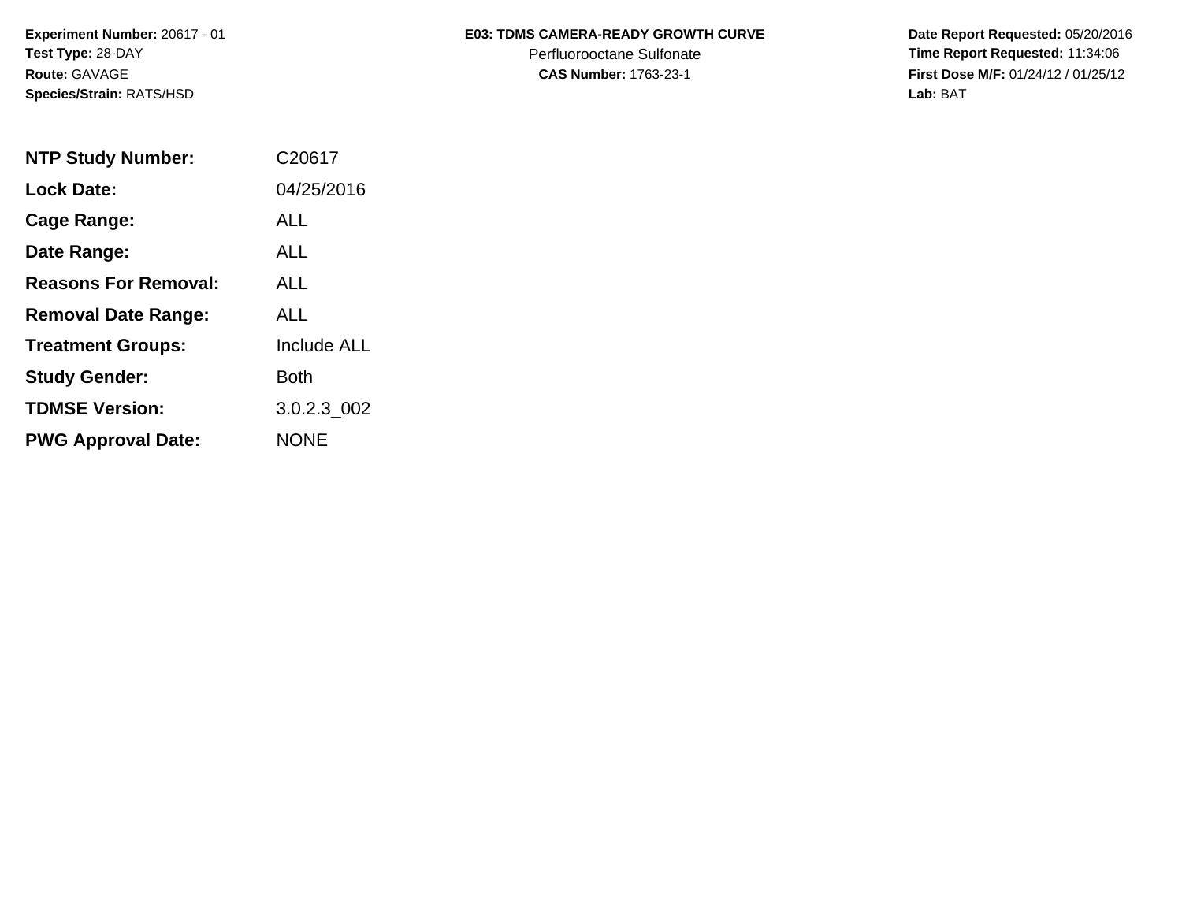**Experiment Number:** 20617 - 01
**Test Type:** 28-DAY
**Route:** GAVAGE
**Species/Strain:** RATS/HSD

**E03: TDMS CAMERA-READY GROWTH CURVE**
Perfluorooctane Sulfonate
**CAS Number:** 1763-23-1

**Date Report Requested:** 05/20/2016
**Time Report Requested:** 11:34:06
**First Dose M/F:** 01/24/12 / 01/25/12
**Lab:** BAT

| | |
|---|---|
| **NTP Study Number:** | C20617 |
| **Lock Date:** | 04/25/2016 |
| **Cage Range:** | ALL |
| **Date Range:** | ALL |
| **Reasons For Removal:** | ALL |
| **Removal Date Range:** | ALL |
| **Treatment Groups:** | Include ALL |
| **Study Gender:** | Both |
| **TDMSE Version:** | 3.0.2.3_002 |
| **PWG Approval Date:** | NONE |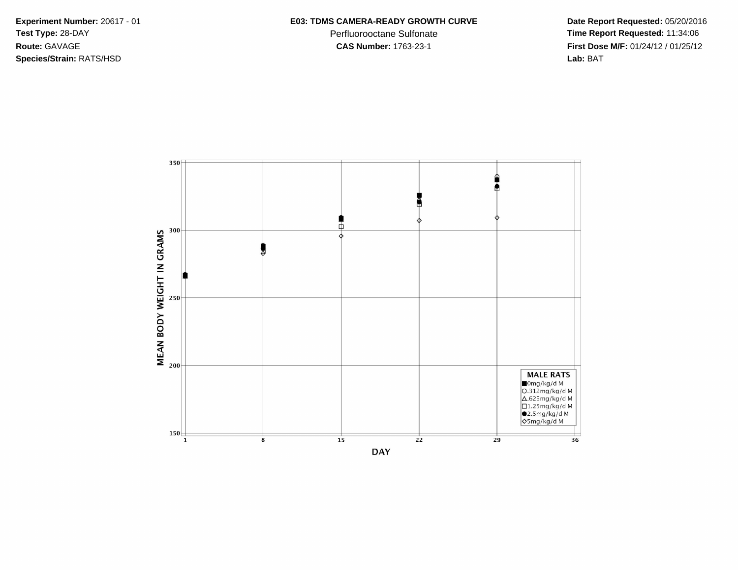**Experiment Number:** 20617 - 01
**Test Type:** 28-DAY
**Route:** GAVAGE
**Species/Strain:** RATS/HSD

**E03: TDMS CAMERA-READY GROWTH CURVE**
Perfluorooctane Sulfonate
**CAS Number:** 1763-23-1

**Date Report Requested:** 05/20/2016
**Time Report Requested:** 11:34:06
**First Dose M/F:** 01/24/12 / 01/25/12
**Lab:** BAT

MEAN BODY WEIGHT IN GRAMS

DAY

MALE RATS
- ■ 0mg/kg/d M
- ○ .312mg/kg/d M
- △ .625mg/kg/d M
- □ 1.25mg/kg/d M
- ● 2.5mg/kg/d M
- ◇ 5mg/kg/d M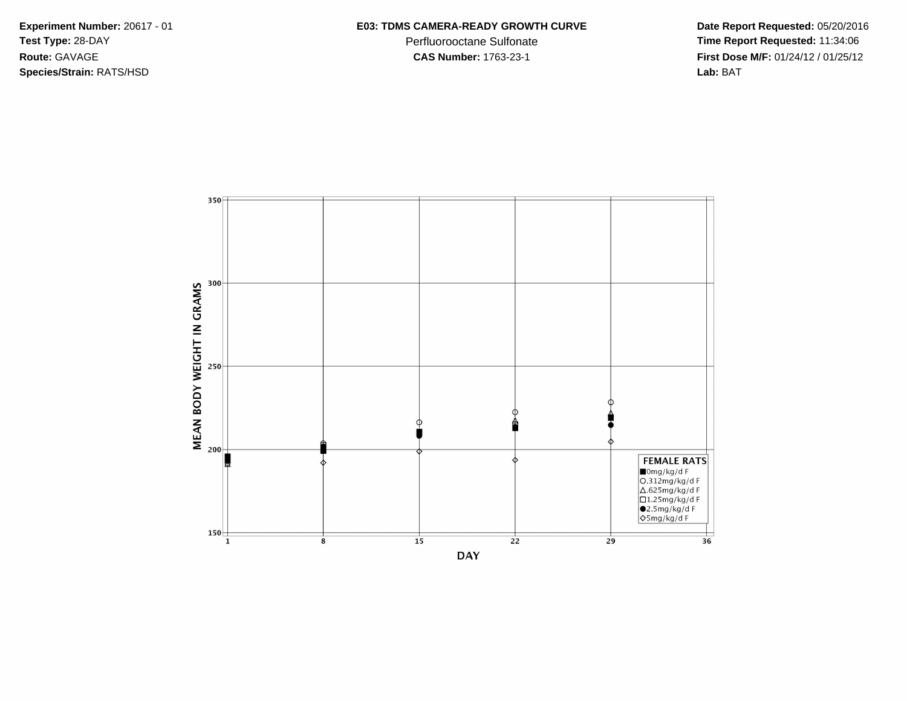**Experiment Number:** 20617 - 01
**Test Type:** 28-DAY
**Route:** GAVAGE
**Species/Strain:** RATS/HSD

**E03: TDMS CAMERA-READY GROWTH CURVE**
Perfluorooctane Sulfonate
**CAS Number:** 1763-23-1

**Date Report Requested:** 05/20/2016
**Time Report Requested:** 11:34:06
**First Dose M/F:** 01/24/12 / 01/25/12
**Lab:** BAT

MEAN BODY WEIGHT IN GRAMS

350
300
250
200
150

1
8
15
22
29
36

DAY

FEMALE RATS
■0mg/kg/d F
○.312mg/kg/d F
△.625mg/kg/d F
□1.25mg/kg/d F
●2.5mg/kg/d F
◇5mg/kg/d F